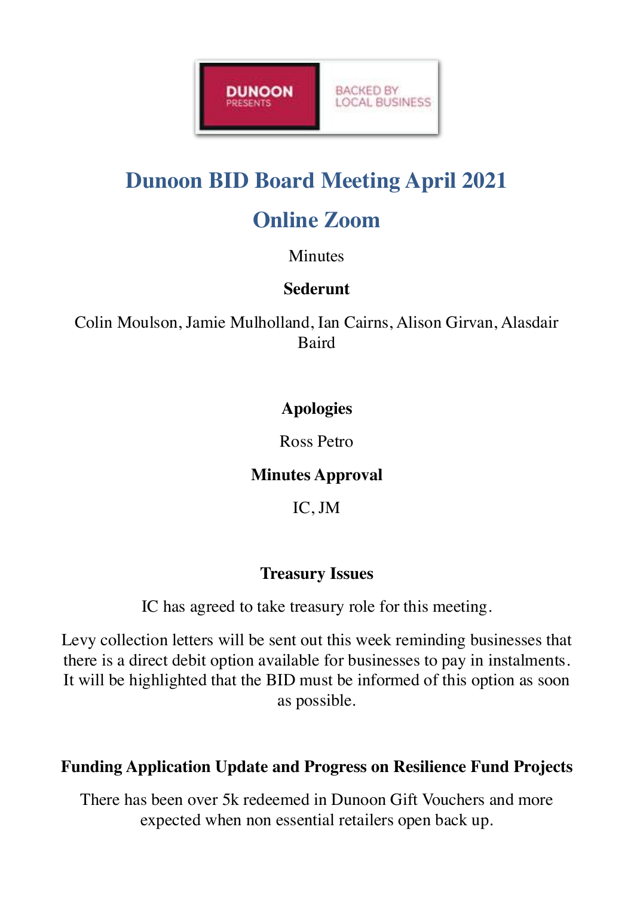# Dunoon BID Board Meeting April 2021

## Online Zoom

Minutes

**Sederunt**

Colin Moulson, Jamie Mulholland, Ian Cairns, Alison Girvan, Alasdair Baird

**Apologies**

Ross Petro

**Minutes Approval**

IC, JM

**Treasury Issues**

IC has agreed to take treasury role for this meeting.

Levy collection letters will be sent out this week reminding businesses that there is a direct debit option available for businesses to pay in instalments. It will be highlighted that the BID must be informed of this option as soon as possible.

**Funding Application Update and Progress on Resilience Fund Projects**

There has been over 5k redeemed in Dunoon Gift Vouchers and more expected when non essential retailers open back up.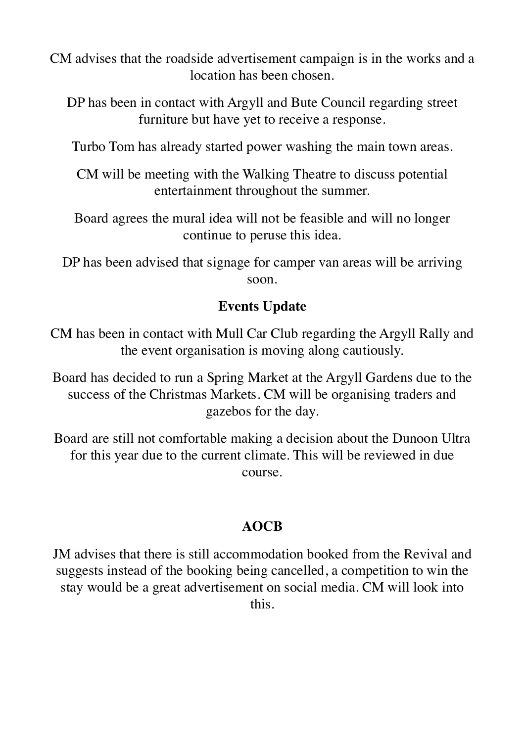CM advises that the roadside advertisement campaign is in the works and a location has been chosen.

DP has been in contact with Argyll and Bute Council regarding street furniture but have yet to receive a response.

Turbo Tom has already started power washing the main town areas.

CM will be meeting with the Walking Theatre to discuss potential entertainment throughout the summer.

Board agrees the mural idea will not be feasible and will no longer continue to peruse this idea.

DP has been advised that signage for camper van areas will be arriving soon.

**Events Update**

CM has been in contact with Mull Car Club regarding the Argyll Rally and the event organisation is moving along cautiously.

Board has decided to run a Spring Market at the Argyll Gardens due to the success of the Christmas Markets. CM will be organising traders and gazebos for the day.

Board are still not comfortable making a decision about the Dunoon Ultra for this year due to the current climate. This will be reviewed in due course.

**AOCB**

JM advises that there is still accommodation booked from the Revival and suggests instead of the booking being cancelled, a competition to win the stay would be a great advertisement on social media. CM will look into this.